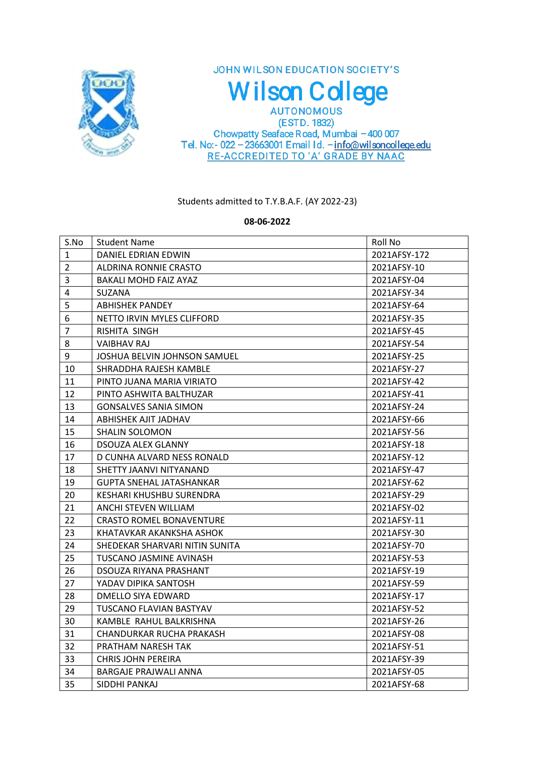JOHN WILSON EDUCATION SOCIETY'S

# Wilson College

AUTONOMOUS

(ESTD. 1832)

Chowpatty Seaface Road, Mumbai – 400 007

Tel. No:- 022 – 23663001 Email Id. – info@wilsoncollege.edu

RE-ACCREDITED TO 'A' GRADE BY NAAC

Students admitted to T.Y.B.A.F. (AY 2022-23)

**08-06-2022**

| S.No | Student Name | Roll No |
|---|---|---|
| 1 | DANIEL EDRIAN EDWIN | 2021AFSY-172 |
| 2 | ALDRINA RONNIE CRASTO | 2021AFSY-10 |
| 3 | BAKALI MOHD FAIZ AYAZ | 2021AFSY-04 |
| 4 | SUZANA | 2021AFSY-34 |
| 5 | ABHISHEK PANDEY | 2021AFSY-64 |
| 6 | NETTO IRVIN MYLES CLIFFORD | 2021AFSY-35 |
| 7 | RISHITA SINGH | 2021AFSY-45 |
| 8 | VAIBHAV RAJ | 2021AFSY-54 |
| 9 | JOSHUA BELVIN JOHNSON SAMUEL | 2021AFSY-25 |
| 10 | SHRADDHA RAJESH KAMBLE | 2021AFSY-27 |
| 11 | PINTO JUANA MARIA VIRIATO | 2021AFSY-42 |
| 12 | PINTO ASHWITA BALTHUZAR | 2021AFSY-41 |
| 13 | GONSALVES SANIA SIMON | 2021AFSY-24 |
| 14 | ABHISHEK AJIT JADHAV | 2021AFSY-66 |
| 15 | SHALIN SOLOMON | 2021AFSY-56 |
| 16 | DSOUZA ALEX GLANNY | 2021AFSY-18 |
| 17 | D CUNHA ALVARD NESS RONALD | 2021AFSY-12 |
| 18 | SHETTY JAANVI NITYANAND | 2021AFSY-47 |
| 19 | GUPTA SNEHAL JATASHANKAR | 2021AFSY-62 |
| 20 | KESHARI KHUSHBU SURENDRA | 2021AFSY-29 |
| 21 | ANCHI STEVEN WILLIAM | 2021AFSY-02 |
| 22 | CRASTO ROMEL BONAVENTURE | 2021AFSY-11 |
| 23 | KHATAVKAR AKANKSHA ASHOK | 2021AFSY-30 |
| 24 | SHEDEKAR SHARVARI NITIN SUNITA | 2021AFSY-70 |
| 25 | TUSCANO JASMINE AVINASH | 2021AFSY-53 |
| 26 | DSOUZA RIYANA PRASHANT | 2021AFSY-19 |
| 27 | YADAV DIPIKA SANTOSH | 2021AFSY-59 |
| 28 | DMELLO SIYA EDWARD | 2021AFSY-17 |
| 29 | TUSCANO FLAVIAN BASTYAV | 2021AFSY-52 |
| 30 | KAMBLE RAHUL BALKRISHNA | 2021AFSY-26 |
| 31 | CHANDURKAR RUCHA PRAKASH | 2021AFSY-08 |
| 32 | PRATHAM NARESH TAK | 2021AFSY-51 |
| 33 | CHRIS JOHN PEREIRA | 2021AFSY-39 |
| 34 | BARGAJE PRAJWALI ANNA | 2021AFSY-05 |
| 35 | SIDDHI PANKAJ | 2021AFSY-68 |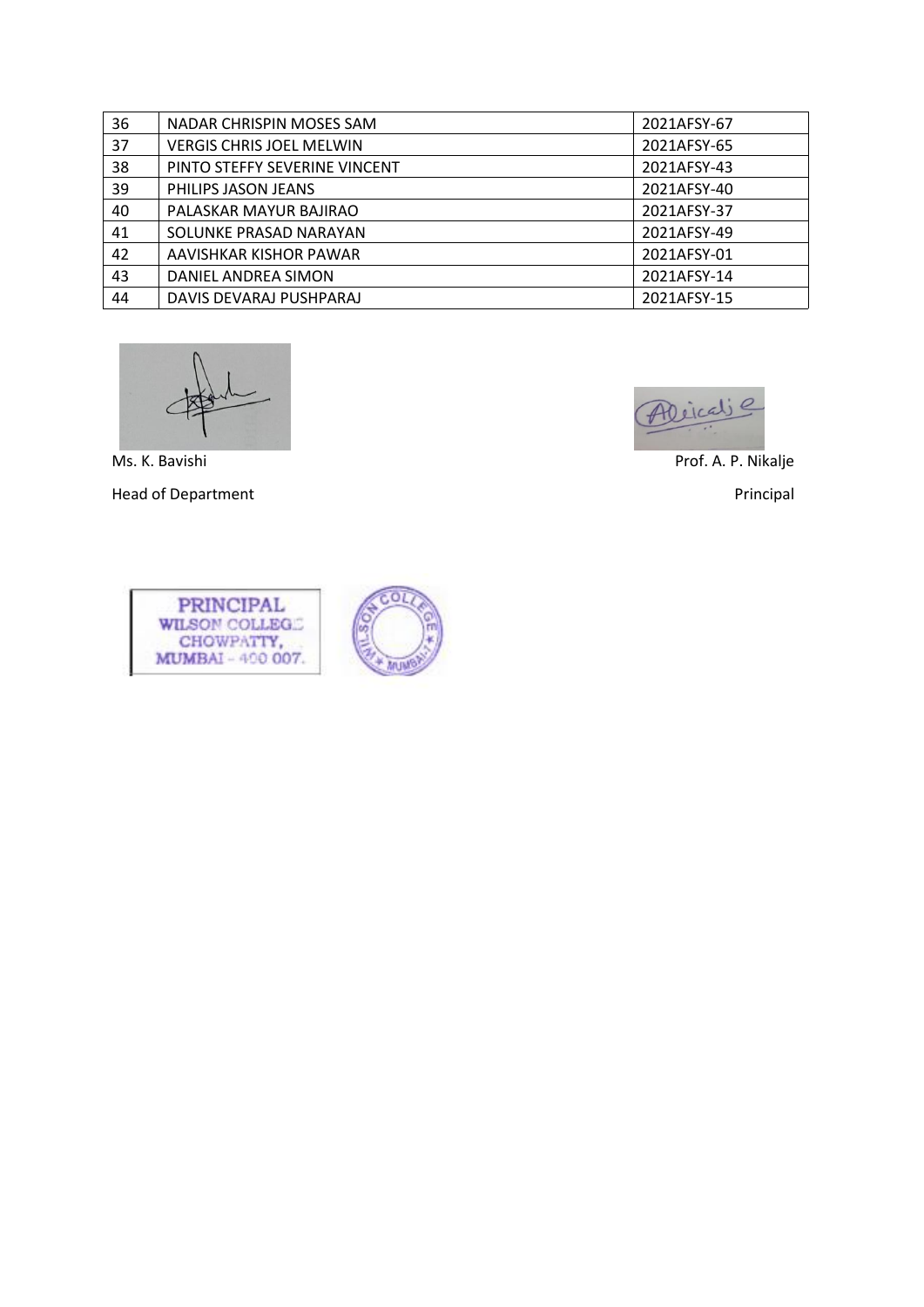| | | |
|---|---|---|
| 36 | NADAR CHRISPIN MOSES SAM | 2021AFSY-67 |
| 37 | VERGIS CHRIS JOEL MELWIN | 2021AFSY-65 |
| 38 | PINTO STEFFY SEVERINE VINCENT | 2021AFSY-43 |
| 39 | PHILIPS JASON JEANS | 2021AFSY-40 |
| 40 | PALASKAR MAYUR BAJIRAO | 2021AFSY-37 |
| 41 | SOLUNKE PRASAD NARAYAN | 2021AFSY-49 |
| 42 | AAVISHKAR KISHOR PAWAR | 2021AFSY-01 |
| 43 | DANIEL ANDREA SIMON | 2021AFSY-14 |
| 44 | DAVIS DEVARAJ PUSHPARAJ | 2021AFSY-15 |

Ms. K. Bavishi

Head of Department

Prof. A. P. Nikalje

Principal

PRINCIPAL
WILSON COLLEGE
CHOWPATTY,
MUMBAI - 400 007.

WILSON COLLEGE * MUMBAI-7 *